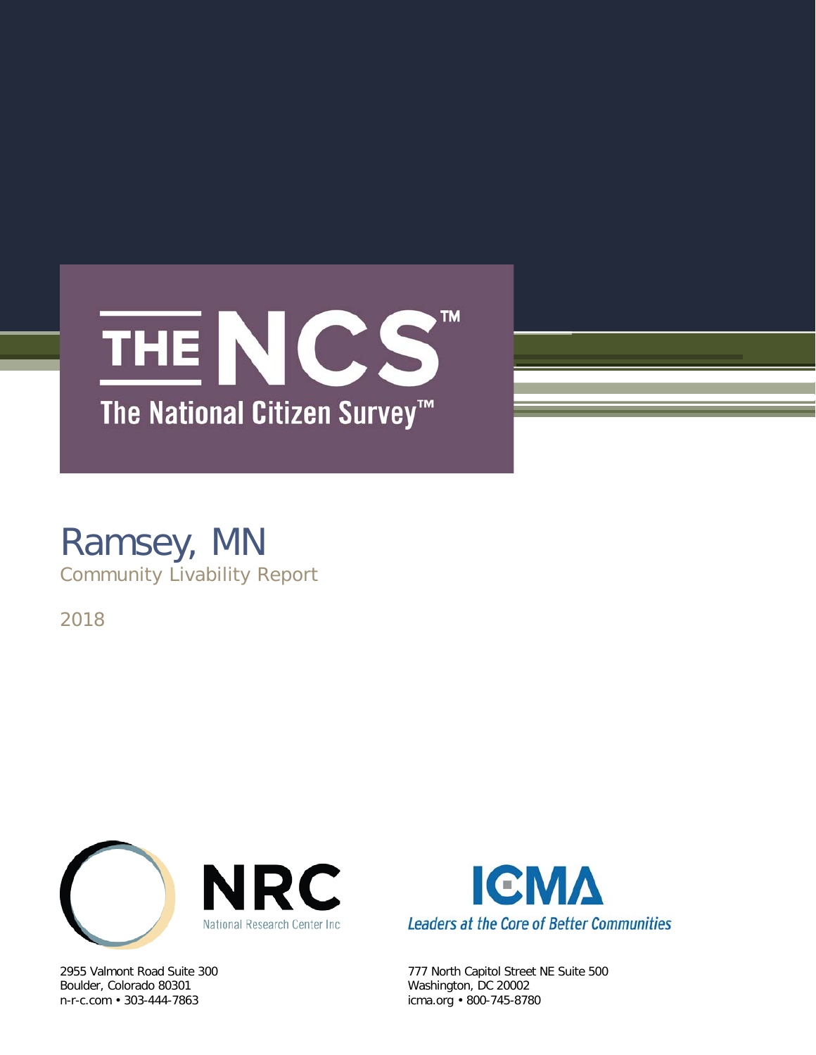# THE NCS™

## The National Citizen Survey™

# Ramsey, MN

Community Livability Report

2018

NRC
National Research Center Inc

2955 Valmont Road Suite 300
Boulder, Colorado 80301
n-r-c.com • 303-444-7863

ICMA
Leaders at the Core of Better Communities

777 North Capitol Street NE Suite 500
Washington, DC 20002
icma.org • 800-745-8780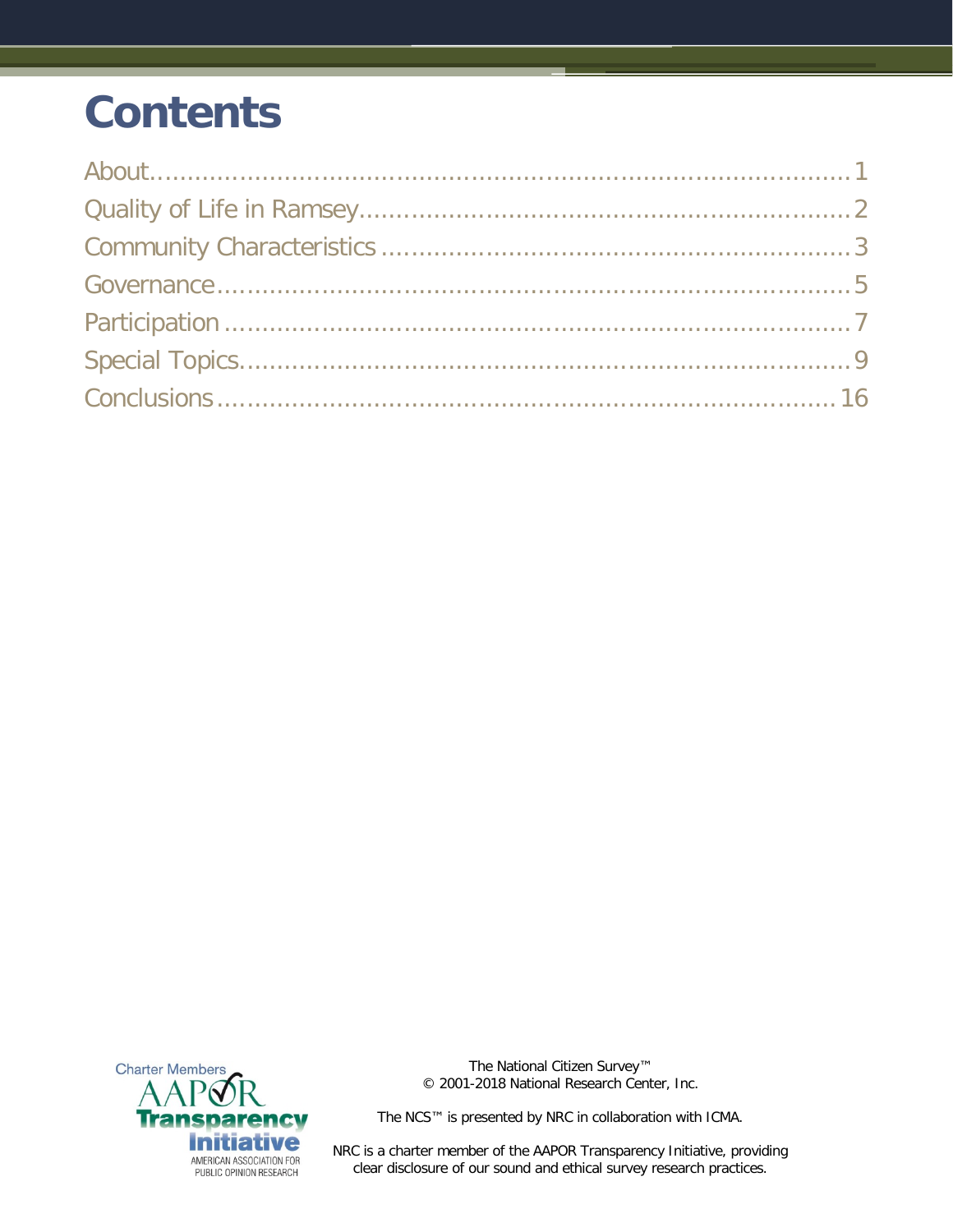# Contents

About....................................................................................1
Quality of Life in Ramsey...................................................2
Community Characteristics ................................................3
Governance..........................................................................5
Participation .........................................................................7
Special Topics.......................................................................9
Conclusions ........................................................................16

Charter Members AAPOR Transparency Initiative
AMERICAN ASSOCIATION FOR PUBLIC OPINION RESEARCH

The National Citizen Survey™
© 2001-2018 National Research Center, Inc.

The NCS™ is presented by NRC in collaboration with ICMA.

NRC is a charter member of the AAPOR Transparency Initiative, providing clear disclosure of our sound and ethical survey research practices.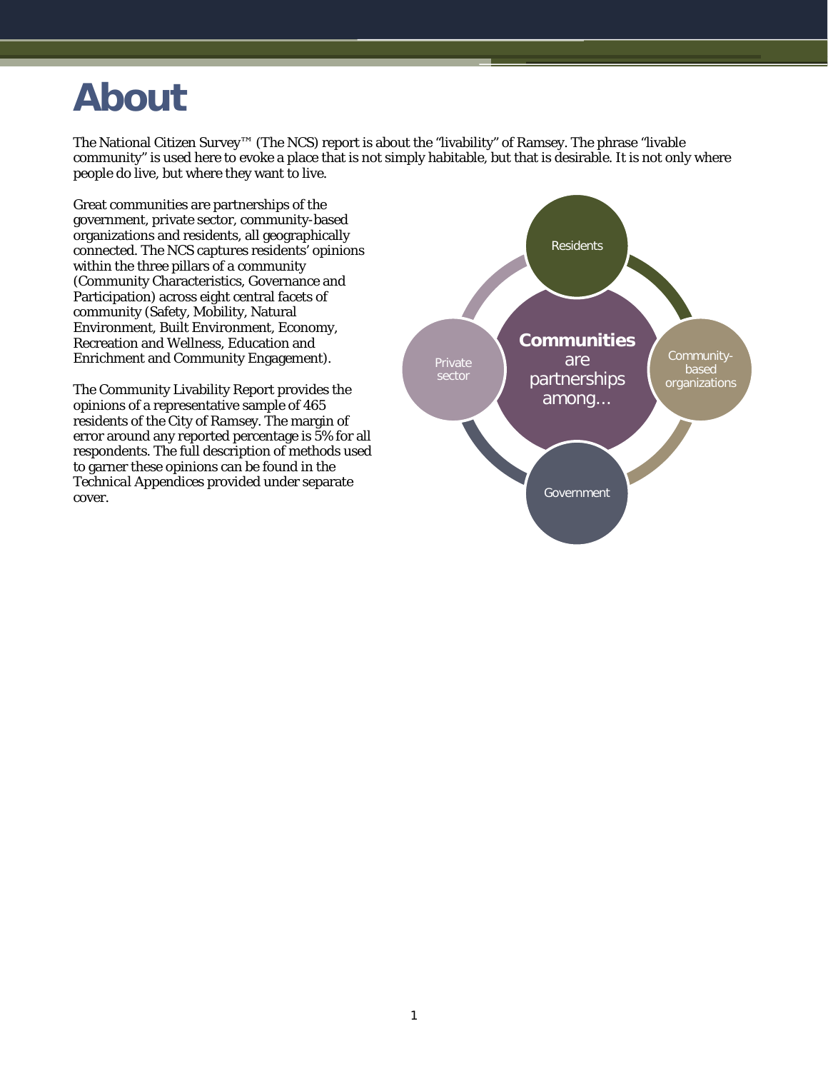# About

The National Citizen Survey™ (The NCS) report is about the "livability" of Ramsey. The phrase "livable community" is used here to evoke a place that is not simply habitable, but that is desirable. It is not only where people do live, but where they want to live.

Great communities are partnerships of the government, private sector, community-based organizations and residents, all geographically connected. The NCS captures residents' opinions within the three pillars of a community (Community Characteristics, Governance and Participation) across eight central facets of community (Safety, Mobility, Natural Environment, Built Environment, Economy, Recreation and Wellness, Education and Enrichment and Community Engagement).

The Community Livability Report provides the opinions of a representative sample of 465 residents of the City of Ramsey. The margin of error around any reported percentage is 5% for all respondents. The full description of methods used to garner these opinions can be found in the Technical Appendices provided under separate cover.

**Communities** are partnerships among…

- Residents
- Community-based organizations
- Government
- Private sector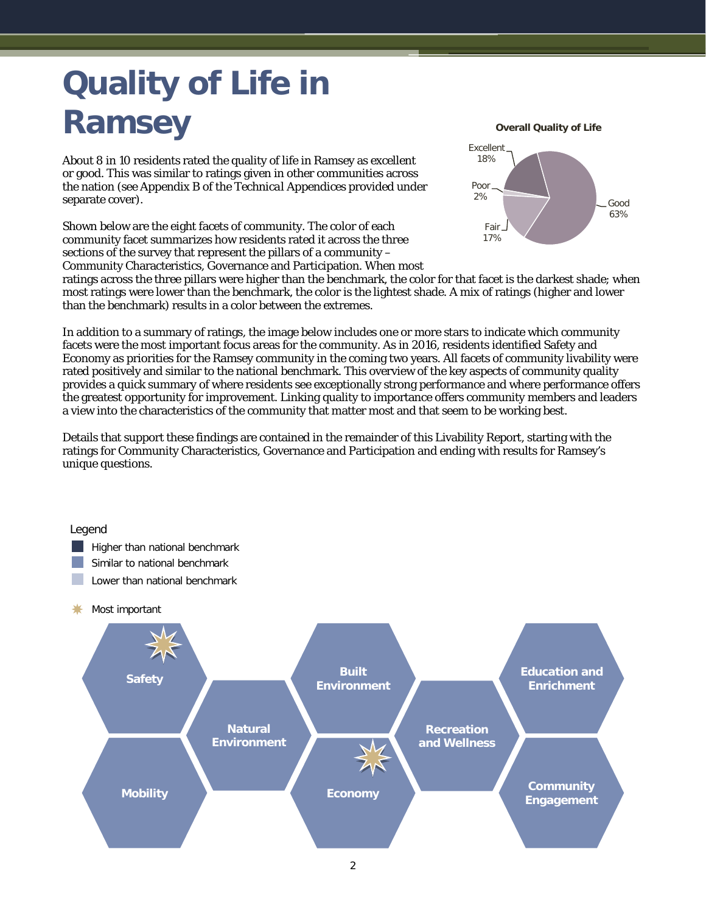# Quality of Life in Ramsey

**Overall Quality of Life**

| Rating | Percent |
|---|---|
| Excellent | 18% |
| Good | 63% |
| Fair | 17% |
| Poor | 2% |

About 8 in 10 residents rated the quality of life in Ramsey as excellent or good. This was similar to ratings given in other communities across the nation (see Appendix B of the Technical Appendices provided under separate cover).

Shown below are the eight facets of community. The color of each community facet summarizes how residents rated it across the three sections of the survey that represent the pillars of a community – Community Characteristics, Governance and Participation. When most ratings across the three pillars were higher than the benchmark, the color for that facet is the darkest shade; when most ratings were lower than the benchmark, the color is the lightest shade. A mix of ratings (higher and lower than the benchmark) results in a color between the extremes.

In addition to a summary of ratings, the image below includes one or more stars to indicate which community facets were the most important focus areas for the community. As in 2016, residents identified Safety and Economy as priorities for the Ramsey community in the coming two years. All facets of community livability were rated positively and similar to the national benchmark. This overview of the key aspects of community quality provides a quick summary of where residents see exceptionally strong performance and where performance offers the greatest opportunity for improvement. Linking quality to importance offers community members and leaders a view into the characteristics of the community that matter most and that seem to be working best.

Details that support these findings are contained in the remainder of this Livability Report, starting with the ratings for Community Characteristics, Governance and Participation and ending with results for Ramsey's unique questions.

Legend
- Higher than national benchmark
- Similar to national benchmark
- Lower than national benchmark
- Most important

| Facet | Rating | Most important |
|---|---|---|
| Safety | Similar to national benchmark | ✷ |
| Mobility | Similar to national benchmark | |
| Natural Environment | Similar to national benchmark | |
| Built Environment | Similar to national benchmark | |
| Economy | Similar to national benchmark | ✷ |
| Recreation and Wellness | Similar to national benchmark | |
| Education and Enrichment | Similar to national benchmark | |
| Community Engagement | Similar to national benchmark | |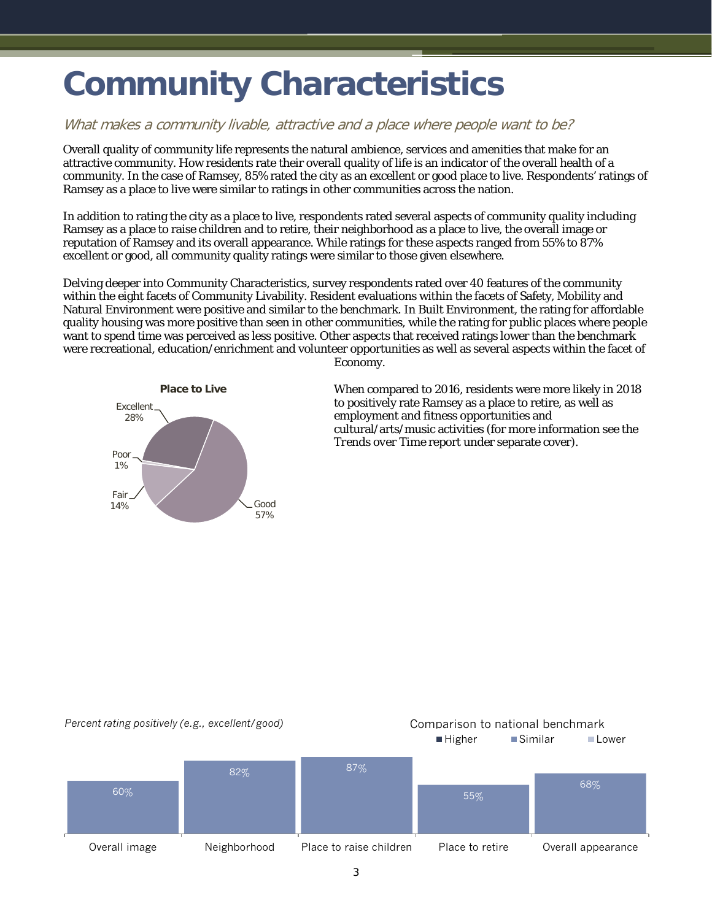# Community Characteristics

*What makes a community livable, attractive and a place where people want to be?*

Overall quality of community life represents the natural ambience, services and amenities that make for an attractive community. How residents rate their overall quality of life is an indicator of the overall health of a community. In the case of Ramsey, 85% rated the city as an excellent or good place to live. Respondents' ratings of Ramsey as a place to live were similar to ratings in other communities across the nation.

In addition to rating the city as a place to live, respondents rated several aspects of community quality including Ramsey as a place to raise children and to retire, their neighborhood as a place to live, the overall image or reputation of Ramsey and its overall appearance. While ratings for these aspects ranged from 55% to 87% excellent or good, all community quality ratings were similar to those given elsewhere.

Delving deeper into Community Characteristics, survey respondents rated over 40 features of the community within the eight facets of Community Livability. Resident evaluations within the facets of Safety, Mobility and Natural Environment were positive and similar to the benchmark. In Built Environment, the rating for affordable quality housing was more positive than seen in other communities, while the rating for public places where people want to spend time was perceived as less positive. Other aspects that received ratings lower than the benchmark were recreational, education/enrichment and volunteer opportunities as well as several aspects within the facet of Economy.

When compared to 2016, residents were more likely in 2018 to positively rate Ramsey as a place to retire, as well as employment and fitness opportunities and cultural/arts/music activities (for more information see the Trends over Time report under separate cover).

**Place to Live**

| Rating | Percent |
|---|---|
| Excellent | 28% |
| Good | 57% |
| Fair | 14% |
| Poor | 1% |

*Percent rating positively (e.g., excellent/good)*

Comparison to national benchmark: Higher / Similar / Lower

| | Overall image | Neighborhood | Place to raise children | Place to retire | Overall appearance |
|---|---|---|---|---|---|
| Percent rating positively | 60% | 82% | 87% | 55% | 68% |
| Comparison to national benchmark | Similar | Similar | Similar | Similar | Similar |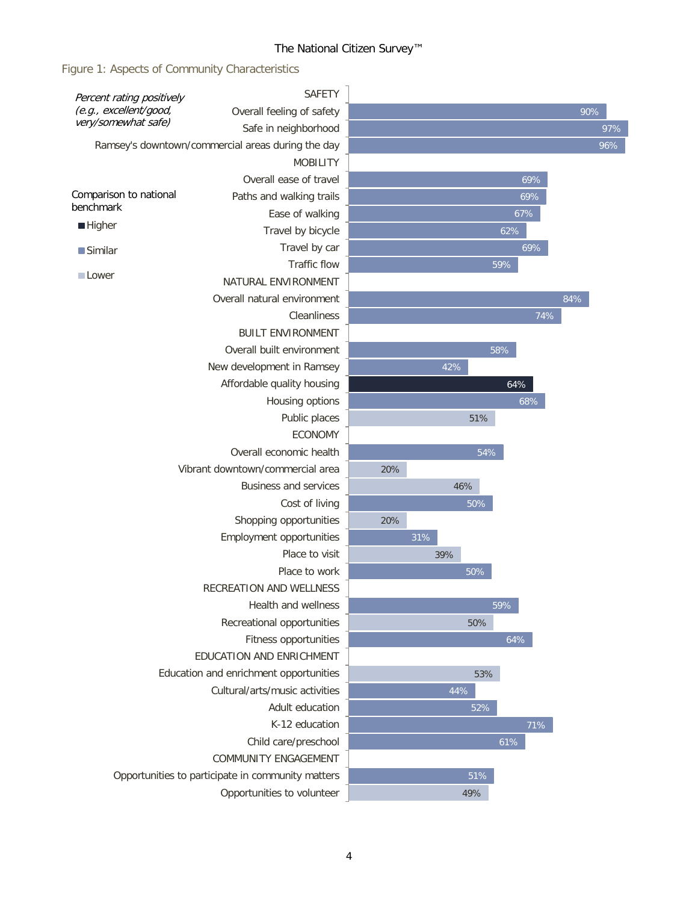Figure 1: Aspects of Community Characteristics

*Percent rating positively (e.g., excellent/good, very/somewhat safe)*

Comparison to national benchmark: Higher / Similar / Lower

| Aspect | Percent | Comparison to national benchmark |
|---|---|---|
| **SAFETY** | | |
| Overall feeling of safety | 90% | Similar |
| Safe in neighborhood | 97% | Similar |
| Ramsey's downtown/commercial areas during the day | 96% | Similar |
| **MOBILITY** | | |
| Overall ease of travel | 69% | Similar |
| Paths and walking trails | 69% | Similar |
| Ease of walking | 67% | Similar |
| Travel by bicycle | 62% | Similar |
| Travel by car | 69% | Similar |
| Traffic flow | 59% | Similar |
| **NATURAL ENVIRONMENT** | | |
| Overall natural environment | 84% | Similar |
| Cleanliness | 74% | Similar |
| **BUILT ENVIRONMENT** | | |
| Overall built environment | 58% | Similar |
| New development in Ramsey | 42% | Similar |
| Affordable quality housing | 64% | Higher |
| Housing options | 68% | Similar |
| Public places | 51% | Lower |
| **ECONOMY** | | |
| Overall economic health | 54% | Similar |
| Vibrant downtown/commercial area | 20% | Lower |
| Business and services | 46% | Lower |
| Cost of living | 50% | Similar |
| Shopping opportunities | 20% | Lower |
| Employment opportunities | 31% | Similar |
| Place to visit | 39% | Lower |
| Place to work | 50% | Similar |
| **RECREATION AND WELLNESS** | | |
| Health and wellness | 59% | Similar |
| Recreational opportunities | 50% | Lower |
| Fitness opportunities | 64% | Similar |
| **EDUCATION AND ENRICHMENT** | | |
| Education and enrichment opportunities | 53% | Lower |
| Cultural/arts/music activities | 44% | Similar |
| Adult education | 52% | Similar |
| K-12 education | 71% | Similar |
| Child care/preschool | 61% | Similar |
| **COMMUNITY ENGAGEMENT** | | |
| Opportunities to participate in community matters | 51% | Similar |
| Opportunities to volunteer | 49% | Lower |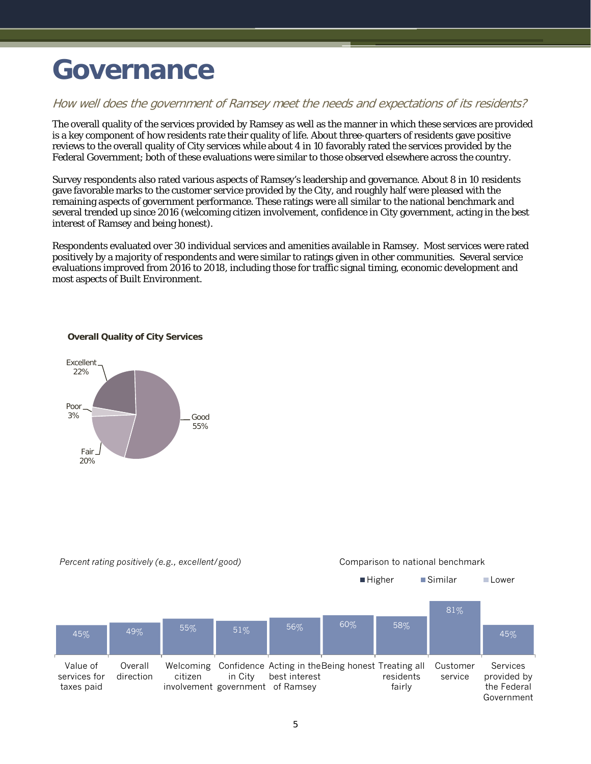# Governance

*How well does the government of Ramsey meet the needs and expectations of its residents?*

The overall quality of the services provided by Ramsey as well as the manner in which these services are provided is a key component of how residents rate their quality of life. About three-quarters of residents gave positive reviews to the overall quality of City services while about 4 in 10 favorably rated the services provided by the Federal Government; both of these evaluations were similar to those observed elsewhere across the country.

Survey respondents also rated various aspects of Ramsey's leadership and governance. About 8 in 10 residents gave favorable marks to the customer service provided by the City, and roughly half were pleased with the remaining aspects of government performance. These ratings were all similar to the national benchmark and several trended up since 2016 (welcoming citizen involvement, confidence in City government, acting in the best interest of Ramsey and being honest).

Respondents evaluated over 30 individual services and amenities available in Ramsey. Most services were rated positively by a majority of respondents and were similar to ratings given in other communities. Several service evaluations improved from 2016 to 2018, including those for traffic signal timing, economic development and most aspects of Built Environment.

**Overall Quality of City Services**

| Rating | Percent |
|---|---|
| Excellent | 22% |
| Good | 55% |
| Fair | 20% |
| Poor | 3% |

*Percent rating positively (e.g., excellent/good)*

Comparison to national benchmark: Higher / Similar / Lower

| Item | Percent | Comparison |
|---|---|---|
| Value of services for taxes paid | 45% | Similar |
| Overall direction | 49% | Similar |
| Welcoming citizen involvement | 55% | Similar |
| Confidence in City government | 51% | Similar |
| Acting in the best interest of Ramsey | 56% | Similar |
| Being honest | 60% | Similar |
| Treating all residents fairly | 58% | Similar |
| Customer service | 81% | Similar |
| Services provided by the Federal Government | 45% | Similar |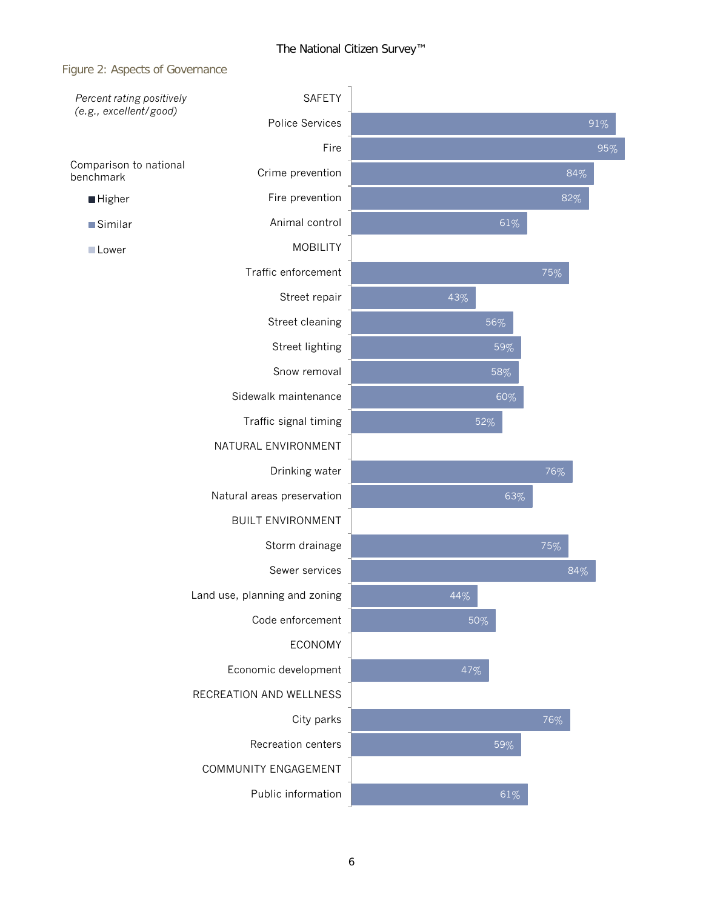Figure 2: Aspects of Governance

*Percent rating positively (e.g., excellent/good)*

Comparison to national benchmark

- Higher
- Similar
- Lower

| Category / Item | Percent rating positively |
|---|---|
| **SAFETY** | |
| Police Services | 91% |
| Fire | 95% |
| Crime prevention | 84% |
| Fire prevention | 82% |
| Animal control | 61% |
| **MOBILITY** | |
| Traffic enforcement | 75% |
| Street repair | 43% |
| Street cleaning | 56% |
| Street lighting | 59% |
| Snow removal | 58% |
| Sidewalk maintenance | 60% |
| Traffic signal timing | 52% |
| **NATURAL ENVIRONMENT** | |
| Drinking water | 76% |
| Natural areas preservation | 63% |
| **BUILT ENVIRONMENT** | |
| Storm drainage | 75% |
| Sewer services | 84% |
| Land use, planning and zoning | 44% |
| Code enforcement | 50% |
| **ECONOMY** | |
| Economic development | 47% |
| **RECREATION AND WELLNESS** | |
| City parks | 76% |
| Recreation centers | 59% |
| **COMMUNITY ENGAGEMENT** | |
| Public information | 61% |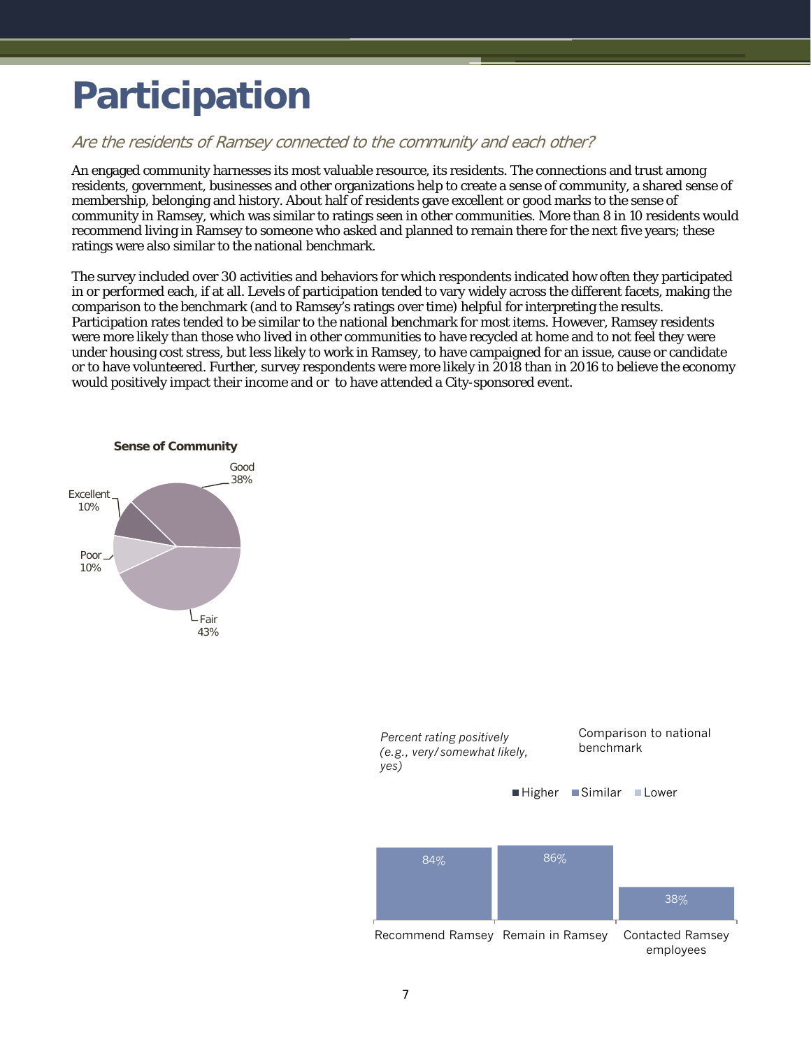# Participation

*Are the residents of Ramsey connected to the community and each other?*

An engaged community harnesses its most valuable resource, its residents. The connections and trust among residents, government, businesses and other organizations help to create a sense of community, a shared sense of membership, belonging and history. About half of residents gave excellent or good marks to the sense of community in Ramsey, which was similar to ratings seen in other communities. More than 8 in 10 residents would recommend living in Ramsey to someone who asked and planned to remain there for the next five years; these ratings were also similar to the national benchmark.

The survey included over 30 activities and behaviors for which respondents indicated how often they participated in or performed each, if at all. Levels of participation tended to vary widely across the different facets, making the comparison to the benchmark (and to Ramsey's ratings over time) helpful for interpreting the results. Participation rates tended to be similar to the national benchmark for most items. However, Ramsey residents were more likely than those who lived in other communities to have recycled at home and to not feel they were under housing cost stress, but less likely to work in Ramsey, to have campaigned for an issue, cause or candidate or to have volunteered. Further, survey respondents were more likely in 2018 than in 2016 to believe the economy would positively impact their income and or to have attended a City-sponsored event.

**Sense of Community**

| Rating | Percent |
|---|---|
| Excellent | 10% |
| Good | 38% |
| Fair | 43% |
| Poor | 10% |

*Percent rating positively (e.g., very/somewhat likely, yes)*

Comparison to national benchmark: Higher / Similar / Lower

| Item | Percent | Comparison |
|---|---|---|
| Recommend Ramsey | 84% | Similar |
| Remain in Ramsey | 86% | Similar |
| Contacted Ramsey employees | 38% | Similar |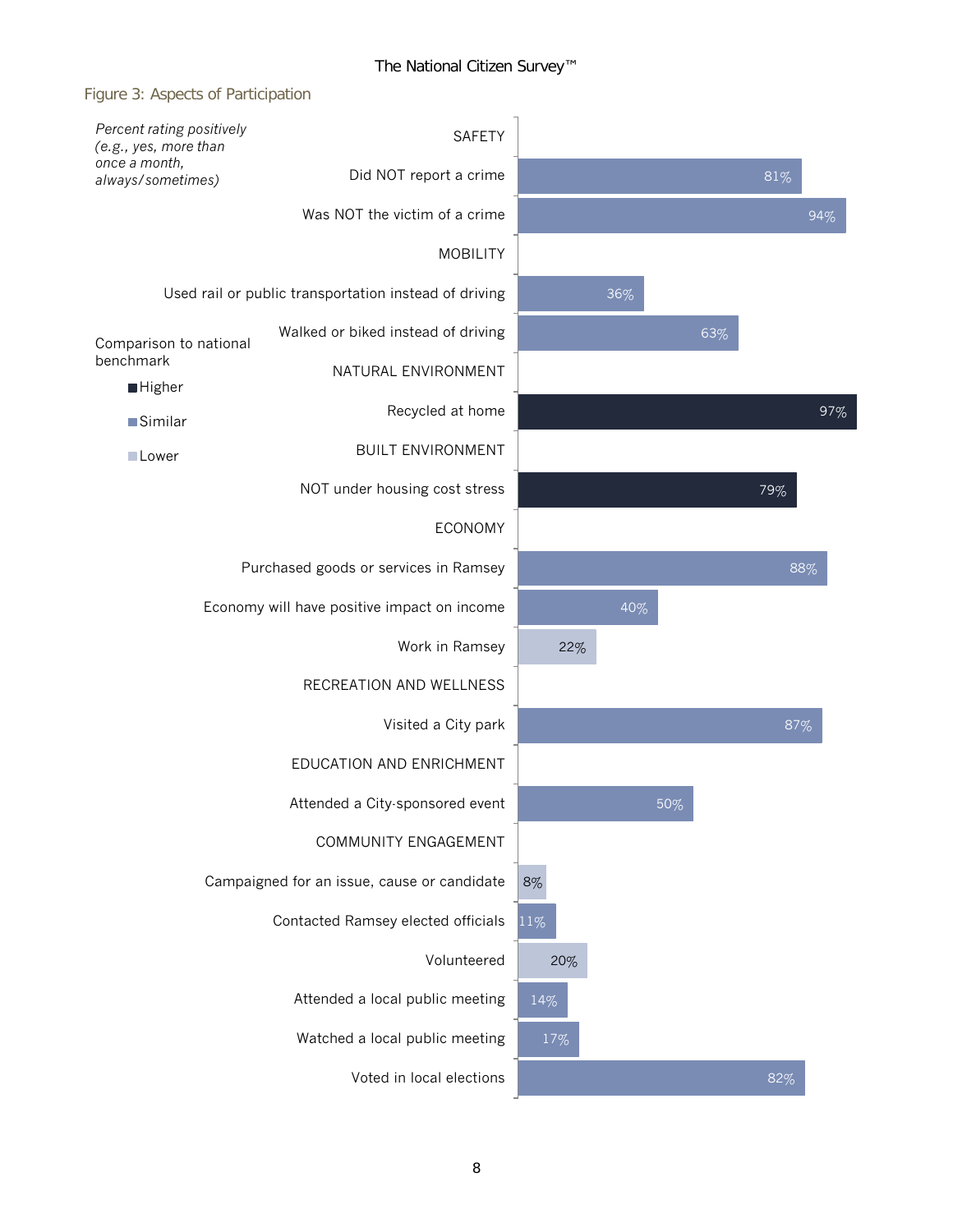Figure 3: Aspects of Participation

*Percent rating positively (e.g., yes, more than once a month, always/sometimes)*

Comparison to national benchmark: Higher / Similar / Lower

| Category / Item | Percent | Comparison to national benchmark |
|---|---|---|
| **SAFETY** | | |
| Did NOT report a crime | 81% | Similar |
| Was NOT the victim of a crime | 94% | Similar |
| **MOBILITY** | | |
| Used rail or public transportation instead of driving | 36% | Similar |
| Walked or biked instead of driving | 63% | Similar |
| **NATURAL ENVIRONMENT** | | |
| Recycled at home | 97% | Higher |
| **BUILT ENVIRONMENT** | | |
| NOT under housing cost stress | 79% | Higher |
| **ECONOMY** | | |
| Purchased goods or services in Ramsey | 88% | Similar |
| Economy will have positive impact on income | 40% | Similar |
| Work in Ramsey | 22% | Lower |
| **RECREATION AND WELLNESS** | | |
| Visited a City park | 87% | Similar |
| **EDUCATION AND ENRICHMENT** | | |
| Attended a City-sponsored event | 50% | Similar |
| **COMMUNITY ENGAGEMENT** | | |
| Campaigned for an issue, cause or candidate | 8% | Lower |
| Contacted Ramsey elected officials | 11% | Similar |
| Volunteered | 20% | Lower |
| Attended a local public meeting | 14% | Similar |
| Watched a local public meeting | 17% | Similar |
| Voted in local elections | 82% | Similar |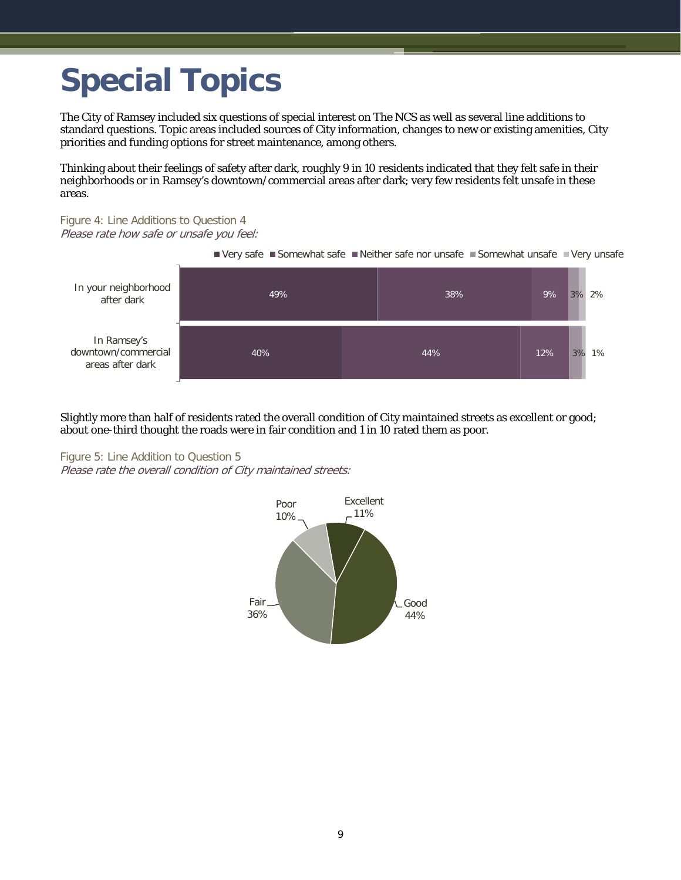# Special Topics

The City of Ramsey included six questions of special interest on The NCS as well as several line additions to standard questions. Topic areas included sources of City information, changes to new or existing amenities, City priorities and funding options for street maintenance, among others.

Thinking about their feelings of safety after dark, roughly 9 in 10 residents indicated that they felt safe in their neighborhoods or in Ramsey's downtown/commercial areas after dark; very few residents felt unsafe in these areas.

Figure 4: Line Additions to Question 4

*Please rate how safe or unsafe you feel:*

| | Very safe | Somewhat safe | Neither safe nor unsafe | Somewhat unsafe | Very unsafe |
|---|---|---|---|---|---|
| In your neighborhood after dark | 49% | 38% | 9% | 3% | 2% |
| In Ramsey's downtown/commercial areas after dark | 40% | 44% | 12% | 3% | 1% |

Slightly more than half of residents rated the overall condition of City maintained streets as excellent or good; about one-third thought the roads were in fair condition and 1 in 10 rated them as poor.

Figure 5: Line Addition to Question 5

*Please rate the overall condition of City maintained streets:*

| Rating | Percent |
|---|---|
| Excellent | 11% |
| Good | 44% |
| Fair | 36% |
| Poor | 10% |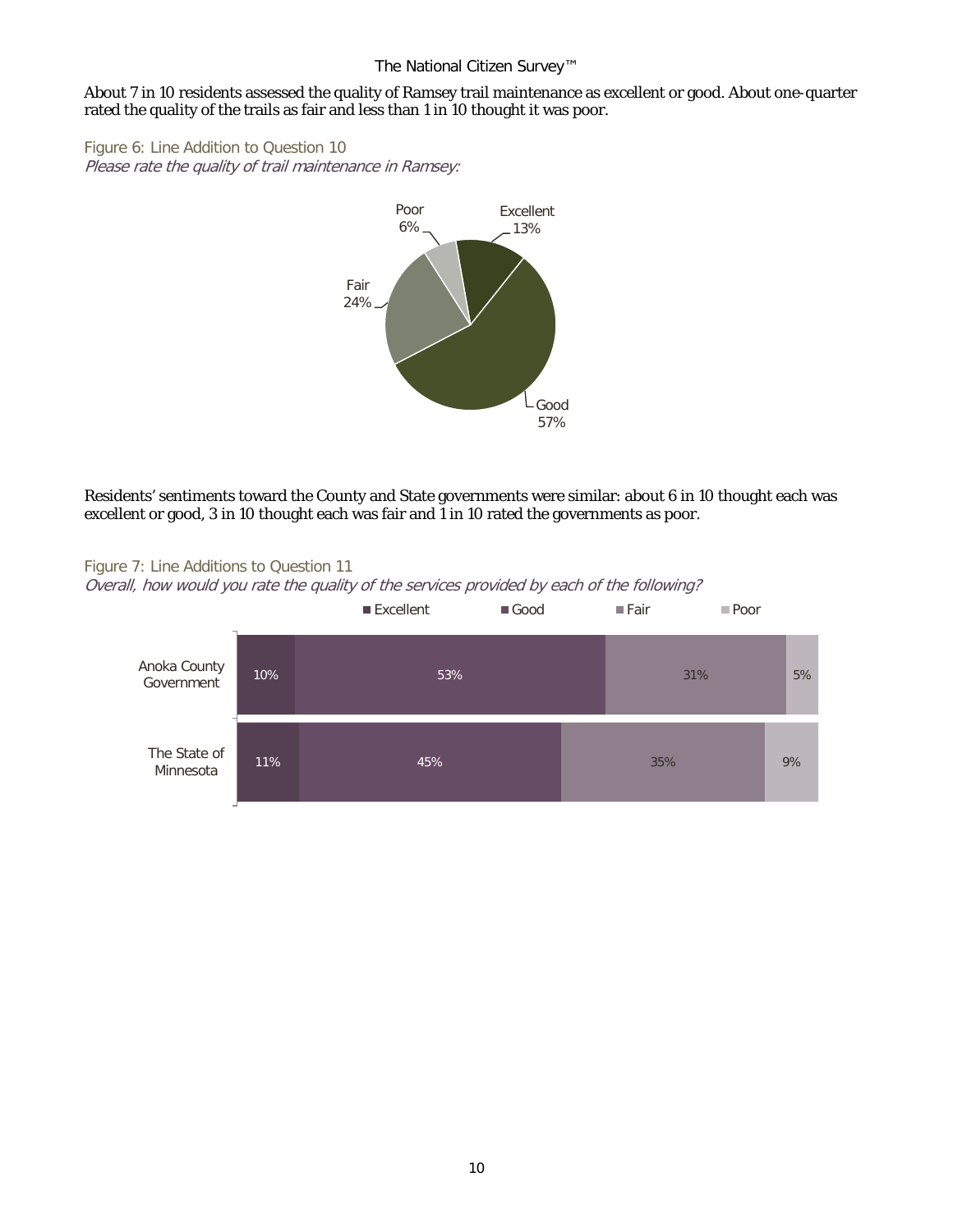About 7 in 10 residents assessed the quality of Ramsey trail maintenance as excellent or good. About one-quarter rated the quality of the trails as fair and less than 1 in 10 thought it was poor.

Figure 6: Line Addition to Question 10

*Please rate the quality of trail maintenance in Ramsey:*

| Rating | Percent |
|---|---|
| Excellent | 13% |
| Good | 57% |
| Fair | 24% |
| Poor | 6% |

Residents' sentiments toward the County and State governments were similar: about 6 in 10 thought each was excellent or good, 3 in 10 thought each was fair and 1 in 10 rated the governments as poor.

Figure 7: Line Additions to Question 11

*Overall, how would you rate the quality of the services provided by each of the following?*

| | Excellent | Good | Fair | Poor |
|---|---|---|---|---|
| Anoka County Government | 10% | 53% | 31% | 5% |
| The State of Minnesota | 11% | 45% | 35% | 9% |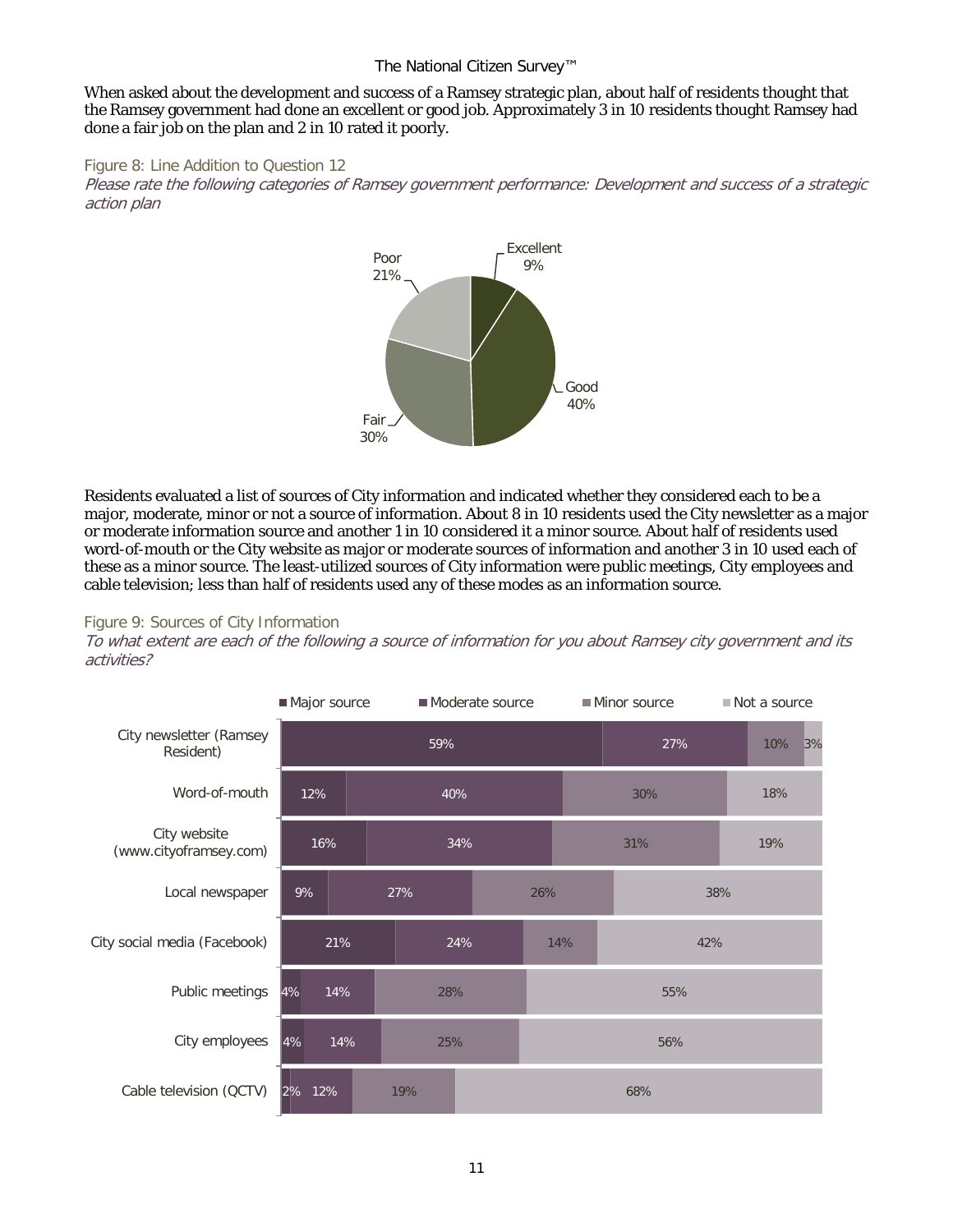When asked about the development and success of a Ramsey strategic plan, about half of residents thought that the Ramsey government had done an excellent or good job. Approximately 3 in 10 residents thought Ramsey had done a fair job on the plan and 2 in 10 rated it poorly.

Figure 8: Line Addition to Question 12

*Please rate the following categories of Ramsey government performance: Development and success of a strategic action plan*

| Rating | Percent |
|---|---|
| Excellent | 9% |
| Good | 40% |
| Fair | 30% |
| Poor | 21% |

Residents evaluated a list of sources of City information and indicated whether they considered each to be a major, moderate, minor or not a source of information. About 8 in 10 residents used the City newsletter as a major or moderate information source and another 1 in 10 considered it a minor source. About half of residents used word-of-mouth or the City website as major or moderate sources of information and another 3 in 10 used each of these as a minor source. The least-utilized sources of City information were public meetings, City employees and cable television; less than half of residents used any of these modes as an information source.

Figure 9: Sources of City Information

*To what extent are each of the following a source of information for you about Ramsey city government and its activities?*

| Source | Major source | Moderate source | Minor source | Not a source |
|---|---|---|---|---|
| City newsletter (Ramsey Resident) | 59% | 27% | 10% | 3% |
| Word-of-mouth | 12% | 40% | 30% | 18% |
| City website (www.cityoframsey.com) | 16% | 34% | 31% | 19% |
| Local newspaper | 9% | 27% | 26% | 38% |
| City social media (Facebook) | 21% | 24% | 14% | 42% |
| Public meetings | 4% | 14% | 28% | 55% |
| City employees | 4% | 14% | 25% | 56% |
| Cable television (QCTV) | 2% | 12% | 19% | 68% |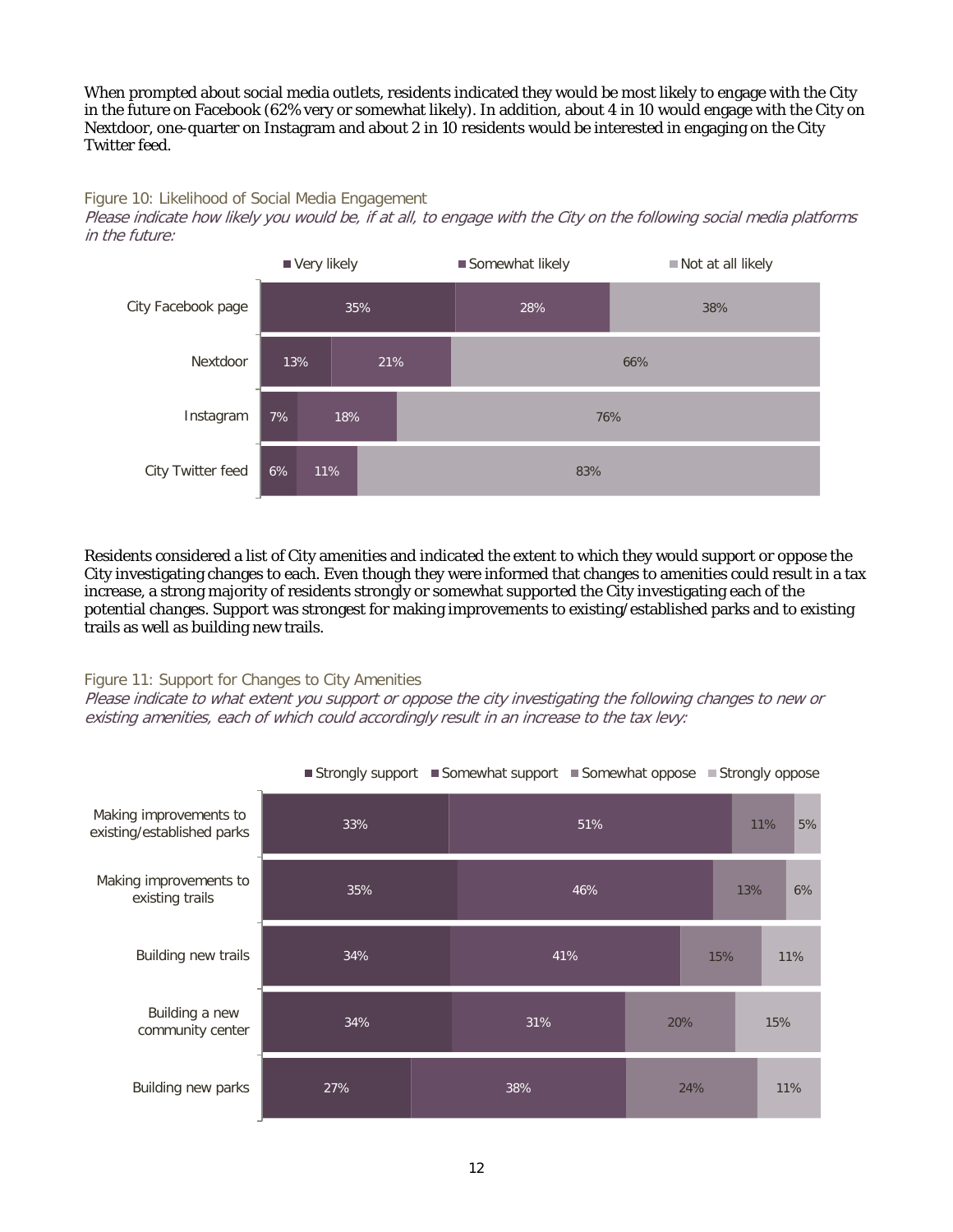When prompted about social media outlets, residents indicated they would be most likely to engage with the City in the future on Facebook (62% very or somewhat likely). In addition, about 4 in 10 would engage with the City on Nextdoor, one-quarter on Instagram and about 2 in 10 residents would be interested in engaging on the City Twitter feed.

Figure 10: Likelihood of Social Media Engagement

*Please indicate how likely you would be, if at all, to engage with the City on the following social media platforms in the future:*

| | Very likely | Somewhat likely | Not at all likely |
|---|---|---|---|
| City Facebook page | 35% | 28% | 38% |
| Nextdoor | 13% | 21% | 66% |
| Instagram | 7% | 18% | 76% |
| City Twitter feed | 6% | 11% | 83% |

Residents considered a list of City amenities and indicated the extent to which they would support or oppose the City investigating changes to each. Even though they were informed that changes to amenities could result in a tax increase, a strong majority of residents strongly or somewhat supported the City investigating each of the potential changes. Support was strongest for making improvements to existing/established parks and to existing trails as well as building new trails.

Figure 11: Support for Changes to City Amenities

*Please indicate to what extent you support or oppose the city investigating the following changes to new or existing amenities, each of which could accordingly result in an increase to the tax levy:*

| | Strongly support | Somewhat support | Somewhat oppose | Strongly oppose |
|---|---|---|---|---|
| Making improvements to existing/established parks | 33% | 51% | 11% | 5% |
| Making improvements to existing trails | 35% | 46% | 13% | 6% |
| Building new trails | 34% | 41% | 15% | 11% |
| Building a new community center | 34% | 31% | 20% | 15% |
| Building new parks | 27% | 38% | 24% | 11% |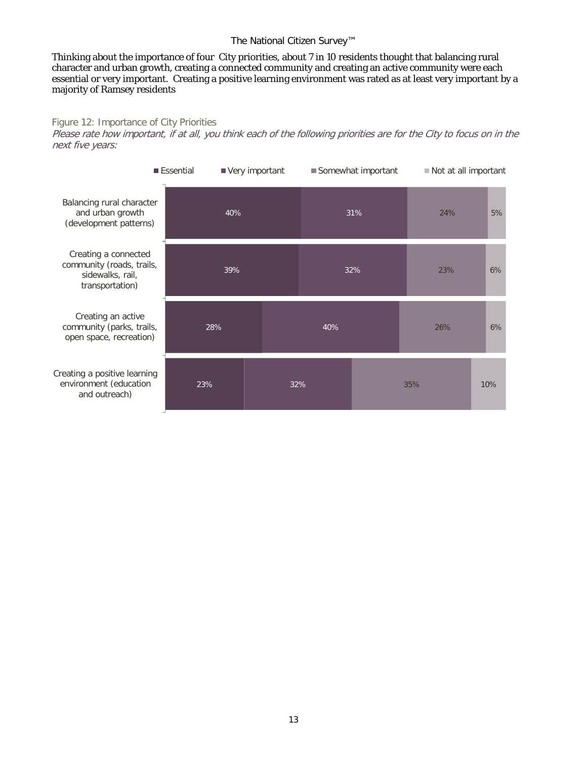Thinking about the importance of four City priorities, about 7 in 10 residents thought that balancing rural character and urban growth, creating a connected community and creating an active community were each essential or very important. Creating a positive learning environment was rated as at least very important by a majority of Ramsey residents

Figure 12: Importance of City Priorities

*Please rate how important, if at all, you think each of the following priorities are for the City to focus on in the next five years:*

| | Essential | Very important | Somewhat important | Not at all important |
|---|---|---|---|---|
| Balancing rural character and urban growth (development patterns) | 40% | 31% | 24% | 5% |
| Creating a connected community (roads, trails, sidewalks, rail, transportation) | 39% | 32% | 23% | 6% |
| Creating an active community (parks, trails, open space, recreation) | 28% | 40% | 26% | 6% |
| Creating a positive learning environment (education and outreach) | 23% | 32% | 35% | 10% |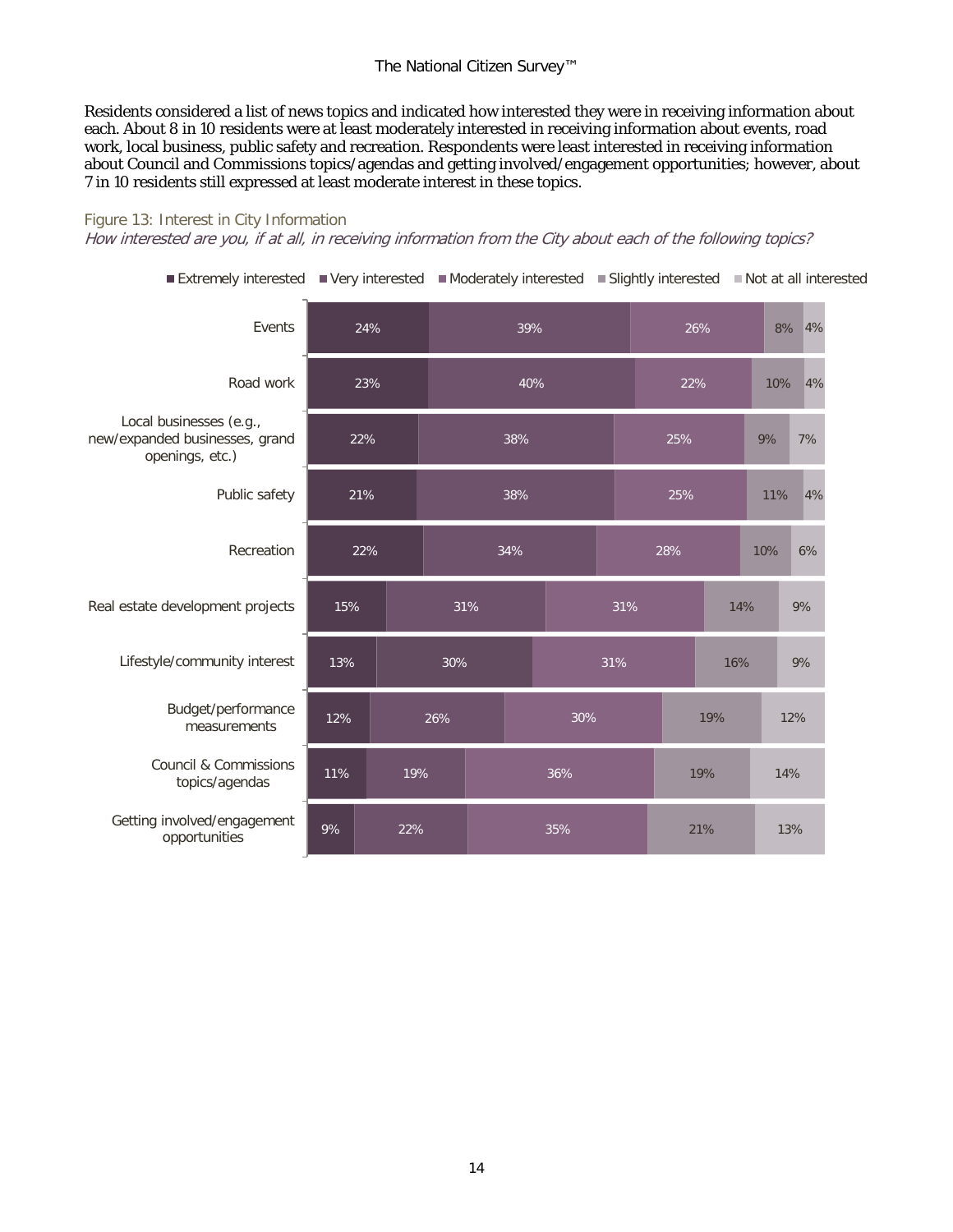Residents considered a list of news topics and indicated how interested they were in receiving information about each. About 8 in 10 residents were at least moderately interested in receiving information about events, road work, local business, public safety and recreation. Respondents were least interested in receiving information about Council and Commissions topics/agendas and getting involved/engagement opportunities; however, about 7 in 10 residents still expressed at least moderate interest in these topics.

Figure 13: Interest in City Information

*How interested are you, if at all, in receiving information from the City about each of the following topics?*

| Topic | Extremely interested | Very interested | Moderately interested | Slightly interested | Not at all interested |
|---|---|---|---|---|---|
| Events | 24% | 39% | 26% | 8% | 4% |
| Road work | 23% | 40% | 22% | 10% | 4% |
| Local businesses (e.g., new/expanded businesses, grand openings, etc.) | 22% | 38% | 25% | 9% | 7% |
| Public safety | 21% | 38% | 25% | 11% | 4% |
| Recreation | 22% | 34% | 28% | 10% | 6% |
| Real estate development projects | 15% | 31% | 31% | 14% | 9% |
| Lifestyle/community interest | 13% | 30% | 31% | 16% | 9% |
| Budget/performance measurements | 12% | 26% | 30% | 19% | 12% |
| Council & Commissions topics/agendas | 11% | 19% | 36% | 19% | 14% |
| Getting involved/engagement opportunities | 9% | 22% | 35% | 21% | 13% |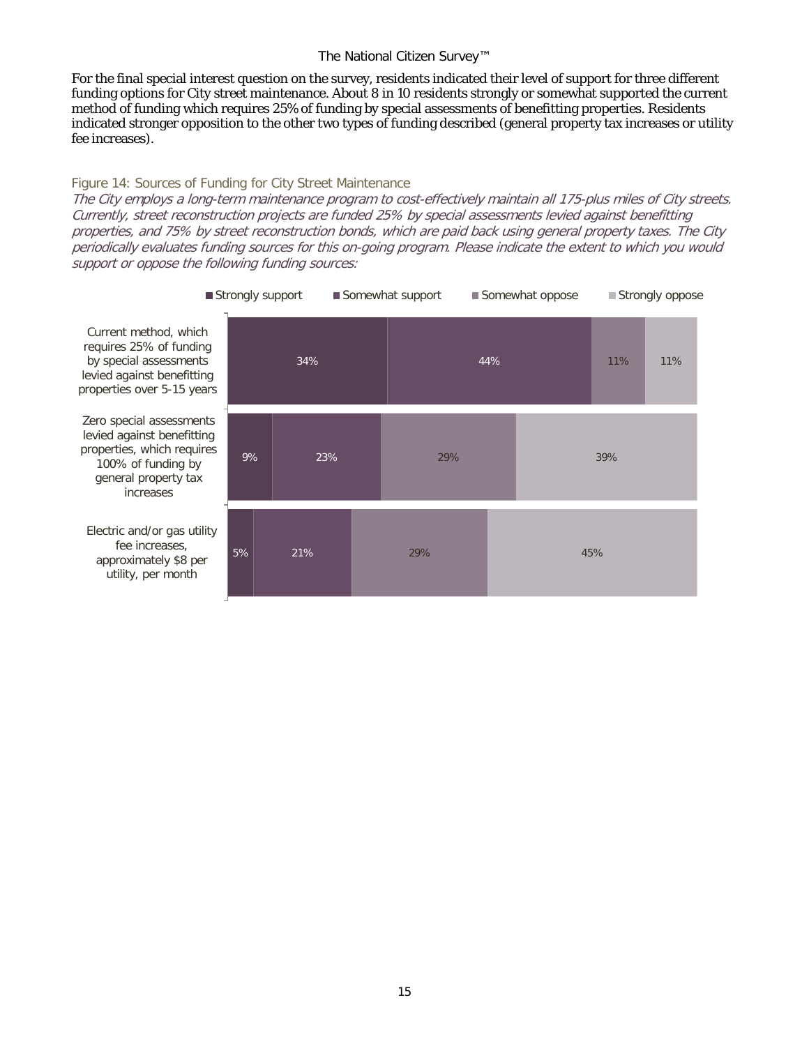For the final special interest question on the survey, residents indicated their level of support for three different funding options for City street maintenance. About 8 in 10 residents strongly or somewhat supported the current method of funding which requires 25% of funding by special assessments of benefitting properties. Residents indicated stronger opposition to the other two types of funding described (general property tax increases or utility fee increases).

Figure 14: Sources of Funding for City Street Maintenance

*The City employs a long-term maintenance program to cost-effectively maintain all 175-plus miles of City streets. Currently, street reconstruction projects are funded 25% by special assessments levied against benefitting properties, and 75% by street reconstruction bonds, which are paid back using general property taxes. The City periodically evaluates funding sources for this on-going program. Please indicate the extent to which you would support or oppose the following funding sources:*

| | Strongly support | Somewhat support | Somewhat oppose | Strongly oppose |
|---|---|---|---|---|
| Current method, which requires 25% of funding by special assessments levied against benefitting properties over 5-15 years | 34% | 44% | 11% | 11% |
| Zero special assessments levied against benefitting properties, which requires 100% of funding by general property tax increases | 9% | 23% | 29% | 39% |
| Electric and/or gas utility fee increases, approximately $8 per utility, per month | 5% | 21% | 29% | 45% |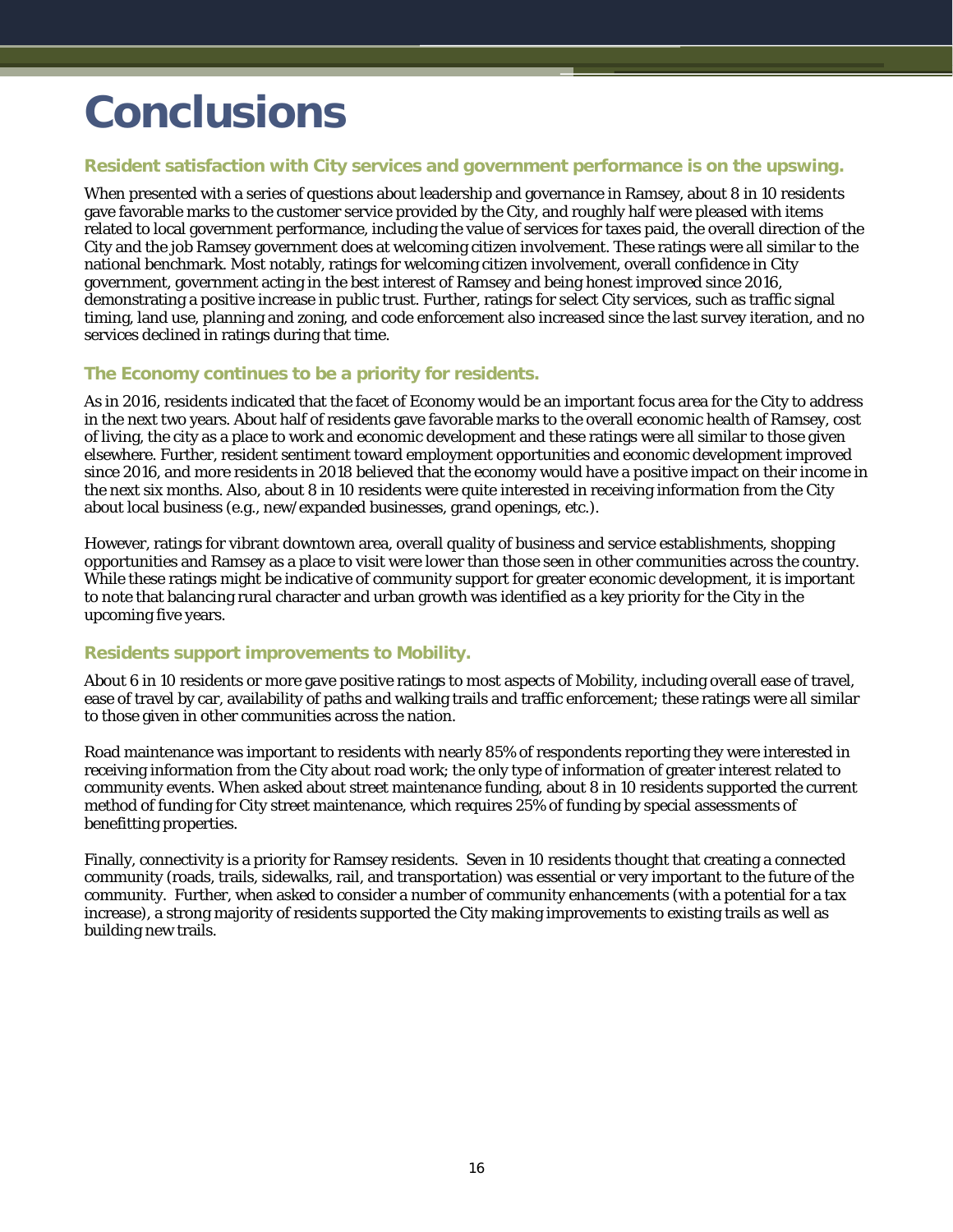# Conclusions

### Resident satisfaction with City services and government performance is on the upswing.

When presented with a series of questions about leadership and governance in Ramsey, about 8 in 10 residents gave favorable marks to the customer service provided by the City, and roughly half were pleased with items related to local government performance, including the value of services for taxes paid, the overall direction of the City and the job Ramsey government does at welcoming citizen involvement. These ratings were all similar to the national benchmark. Most notably, ratings for welcoming citizen involvement, overall confidence in City government, government acting in the best interest of Ramsey and being honest improved since 2016, demonstrating a positive increase in public trust. Further, ratings for select City services, such as traffic signal timing, land use, planning and zoning, and code enforcement also increased since the last survey iteration, and no services declined in ratings during that time.

### The Economy continues to be a priority for residents.

As in 2016, residents indicated that the facet of Economy would be an important focus area for the City to address in the next two years. About half of residents gave favorable marks to the overall economic health of Ramsey, cost of living, the city as a place to work and economic development and these ratings were all similar to those given elsewhere. Further, resident sentiment toward employment opportunities and economic development improved since 2016, and more residents in 2018 believed that the economy would have a positive impact on their income in the next six months. Also, about 8 in 10 residents were quite interested in receiving information from the City about local business (e.g., new/expanded businesses, grand openings, etc.).

However, ratings for vibrant downtown area, overall quality of business and service establishments, shopping opportunities and Ramsey as a place to visit were lower than those seen in other communities across the country. While these ratings might be indicative of community support for greater economic development, it is important to note that balancing rural character and urban growth was identified as a key priority for the City in the upcoming five years.

### Residents support improvements to Mobility.

About 6 in 10 residents or more gave positive ratings to most aspects of Mobility, including overall ease of travel, ease of travel by car, availability of paths and walking trails and traffic enforcement; these ratings were all similar to those given in other communities across the nation.

Road maintenance was important to residents with nearly 85% of respondents reporting they were interested in receiving information from the City about road work; the only type of information of greater interest related to community events. When asked about street maintenance funding, about 8 in 10 residents supported the current method of funding for City street maintenance, which requires 25% of funding by special assessments of benefitting properties.

Finally, connectivity is a priority for Ramsey residents. Seven in 10 residents thought that creating a connected community (roads, trails, sidewalks, rail, and transportation) was essential or very important to the future of the community. Further, when asked to consider a number of community enhancements (with a potential for a tax increase), a strong majority of residents supported the City making improvements to existing trails as well as building new trails.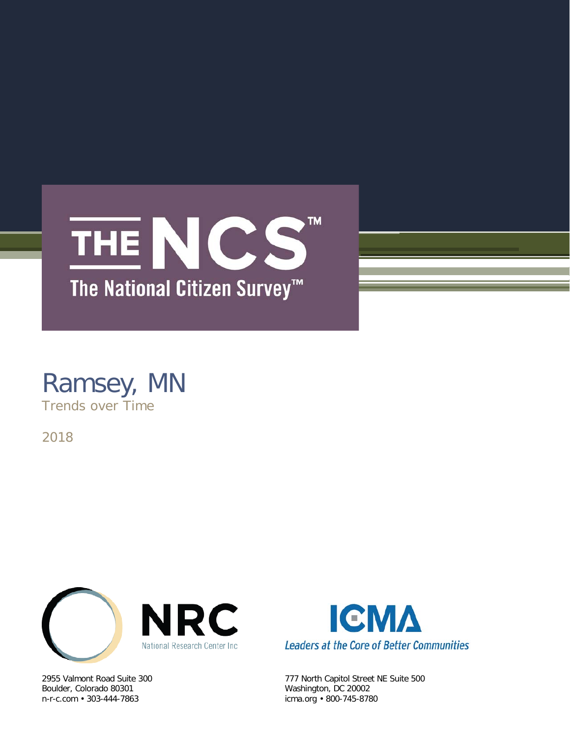# THE NCS™

The National Citizen Survey™

# Ramsey, MN

Trends over Time

2018

NRC

National Research Center Inc

2955 Valmont Road Suite 300
Boulder, Colorado 80301
n-r-c.com • 303-444-7863

ICMA

Leaders at the Core of Better Communities

777 North Capitol Street NE Suite 500
Washington, DC 20002
icma.org • 800-745-8780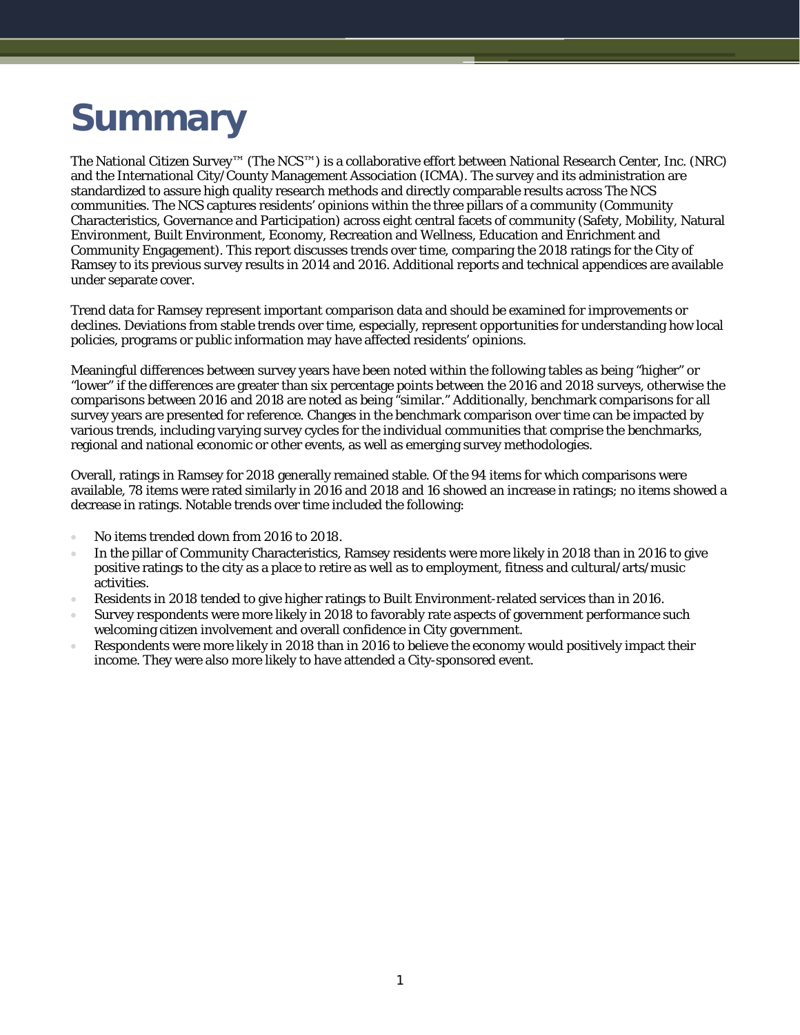# Summary

The National Citizen Survey™ (The NCS™) is a collaborative effort between National Research Center, Inc. (NRC) and the International City/County Management Association (ICMA). The survey and its administration are standardized to assure high quality research methods and directly comparable results across The NCS communities. The NCS captures residents' opinions within the three pillars of a community (Community Characteristics, Governance and Participation) across eight central facets of community (Safety, Mobility, Natural Environment, Built Environment, Economy, Recreation and Wellness, Education and Enrichment and Community Engagement). This report discusses trends over time, comparing the 2018 ratings for the City of Ramsey to its previous survey results in 2014 and 2016. Additional reports and technical appendices are available under separate cover.

Trend data for Ramsey represent important comparison data and should be examined for improvements or declines. Deviations from stable trends over time, especially, represent opportunities for understanding how local policies, programs or public information may have affected residents' opinions.

Meaningful differences between survey years have been noted within the following tables as being "higher" or "lower" if the differences are greater than six percentage points between the 2016 and 2018 surveys, otherwise the comparisons between 2016 and 2018 are noted as being "similar." Additionally, benchmark comparisons for all survey years are presented for reference. Changes in the benchmark comparison over time can be impacted by various trends, including varying survey cycles for the individual communities that comprise the benchmarks, regional and national economic or other events, as well as emerging survey methodologies.

Overall, ratings in Ramsey for 2018 generally remained stable. Of the 94 items for which comparisons were available, 78 items were rated similarly in 2016 and 2018 and 16 showed an increase in ratings; no items showed a decrease in ratings. Notable trends over time included the following:

- No items trended down from 2016 to 2018.
- In the pillar of Community Characteristics, Ramsey residents were more likely in 2018 than in 2016 to give positive ratings to the city as a place to retire as well as to employment, fitness and cultural/arts/music activities.
- Residents in 2018 tended to give higher ratings to Built Environment-related services than in 2016.
- Survey respondents were more likely in 2018 to favorably rate aspects of government performance such welcoming citizen involvement and overall confidence in City government.
- Respondents were more likely in 2018 than in 2016 to believe the economy would positively impact their income. They were also more likely to have attended a City-sponsored event.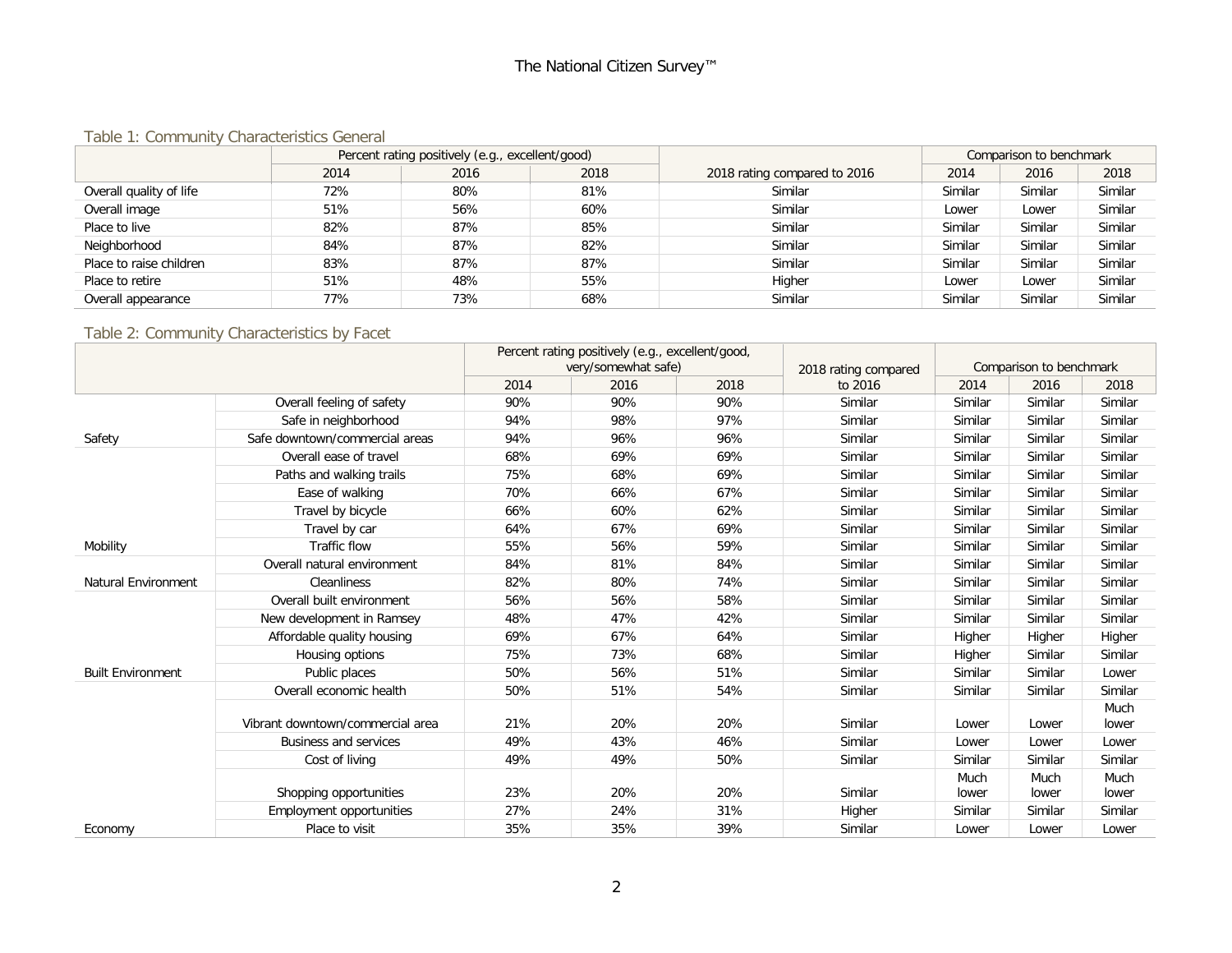### Table 1: Community Characteristics General

| | Percent rating positively (e.g., excellent/good) | | | 2018 rating compared to 2016 | Comparison to benchmark | | |
|---|---|---|---|---|---|---|---|
| | 2014 | 2016 | 2018 | | 2014 | 2016 | 2018 |
| Overall quality of life | 72% | 80% | 81% | Similar | Similar | Similar | Similar |
| Overall image | 51% | 56% | 60% | Similar | Lower | Lower | Similar |
| Place to live | 82% | 87% | 85% | Similar | Similar | Similar | Similar |
| Neighborhood | 84% | 87% | 82% | Similar | Similar | Similar | Similar |
| Place to raise children | 83% | 87% | 87% | Similar | Similar | Similar | Similar |
| Place to retire | 51% | 48% | 55% | Higher | Lower | Lower | Similar |
| Overall appearance | 77% | 73% | 68% | Similar | Similar | Similar | Similar |

### Table 2: Community Characteristics by Facet

| | | Percent rating positively (e.g., excellent/good, very/somewhat safe) | | | 2018 rating compared to 2016 | Comparison to benchmark | | |
|---|---|---|---|---|---|---|---|---|
| | | 2014 | 2016 | 2018 | | 2014 | 2016 | 2018 |
| Safety | Overall feeling of safety | 90% | 90% | 90% | Similar | Similar | Similar | Similar |
| | Safe in neighborhood | 94% | 98% | 97% | Similar | Similar | Similar | Similar |
| | Safe downtown/commercial areas | 94% | 96% | 96% | Similar | Similar | Similar | Similar |
| Mobility | Overall ease of travel | 68% | 69% | 69% | Similar | Similar | Similar | Similar |
| | Paths and walking trails | 75% | 68% | 69% | Similar | Similar | Similar | Similar |
| | Ease of walking | 70% | 66% | 67% | Similar | Similar | Similar | Similar |
| | Travel by bicycle | 66% | 60% | 62% | Similar | Similar | Similar | Similar |
| | Travel by car | 64% | 67% | 69% | Similar | Similar | Similar | Similar |
| | Traffic flow | 55% | 56% | 59% | Similar | Similar | Similar | Similar |
| Natural Environment | Overall natural environment | 84% | 81% | 84% | Similar | Similar | Similar | Similar |
| | Cleanliness | 82% | 80% | 74% | Similar | Similar | Similar | Similar |
| Built Environment | Overall built environment | 56% | 56% | 58% | Similar | Similar | Similar | Similar |
| | New development in Ramsey | 48% | 47% | 42% | Similar | Similar | Similar | Similar |
| | Affordable quality housing | 69% | 67% | 64% | Similar | Higher | Higher | Higher |
| | Housing options | 75% | 73% | 68% | Similar | Higher | Similar | Similar |
| | Public places | 50% | 56% | 51% | Similar | Similar | Similar | Lower |
| Economy | Overall economic health | 50% | 51% | 54% | Similar | Similar | Similar | Similar |
| | Vibrant downtown/commercial area | 21% | 20% | 20% | Similar | Lower | Lower | Much lower |
| | Business and services | 49% | 43% | 46% | Similar | Lower | Lower | Lower |
| | Cost of living | 49% | 49% | 50% | Similar | Similar | Similar | Similar |
| | Shopping opportunities | 23% | 20% | 20% | Similar | Much lower | Much lower | Much lower |
| | Employment opportunities | 27% | 24% | 31% | Higher | Similar | Similar | Similar |
| | Place to visit | 35% | 35% | 39% | Similar | Lower | Lower | Lower |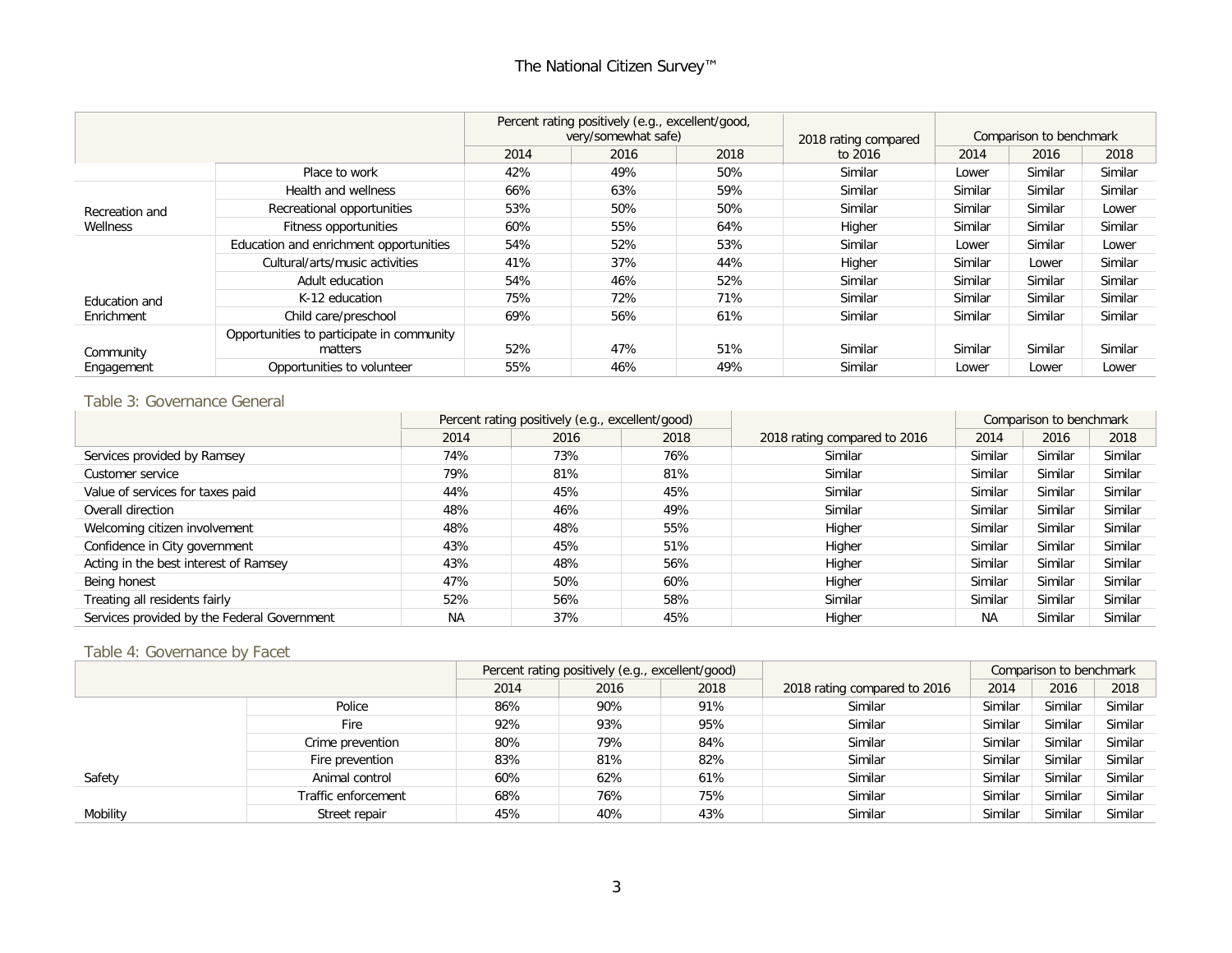| | | Percent rating positively (e.g., excellent/good, very/somewhat safe) | | | 2018 rating compared to 2016 | Comparison to benchmark | | |
|---|---|---|---|---|---|---|---|---|
| | | 2014 | 2016 | 2018 | | 2014 | 2016 | 2018 |
| | Place to work | 42% | 49% | 50% | Similar | Lower | Similar | Similar |
| Recreation and Wellness | Health and wellness | 66% | 63% | 59% | Similar | Similar | Similar | Similar |
| | Recreational opportunities | 53% | 50% | 50% | Similar | Similar | Similar | Lower |
| | Fitness opportunities | 60% | 55% | 64% | Higher | Similar | Similar | Similar |
| Education and Enrichment | Education and enrichment opportunities | 54% | 52% | 53% | Similar | Lower | Similar | Lower |
| | Cultural/arts/music activities | 41% | 37% | 44% | Higher | Similar | Lower | Similar |
| | Adult education | 54% | 46% | 52% | Similar | Similar | Similar | Similar |
| | K-12 education | 75% | 72% | 71% | Similar | Similar | Similar | Similar |
| | Child care/preschool | 69% | 56% | 61% | Similar | Similar | Similar | Similar |
| Community Engagement | Opportunities to participate in community matters | 52% | 47% | 51% | Similar | Similar | Similar | Similar |
| | Opportunities to volunteer | 55% | 46% | 49% | Similar | Lower | Lower | Lower |

## Table 3: Governance General

| | Percent rating positively (e.g., excellent/good) | | | 2018 rating compared to 2016 | Comparison to benchmark | | |
|---|---|---|---|---|---|---|---|
| | 2014 | 2016 | 2018 | | 2014 | 2016 | 2018 |
| Services provided by Ramsey | 74% | 73% | 76% | Similar | Similar | Similar | Similar |
| Customer service | 79% | 81% | 81% | Similar | Similar | Similar | Similar |
| Value of services for taxes paid | 44% | 45% | 45% | Similar | Similar | Similar | Similar |
| Overall direction | 48% | 46% | 49% | Similar | Similar | Similar | Similar |
| Welcoming citizen involvement | 48% | 48% | 55% | Higher | Similar | Similar | Similar |
| Confidence in City government | 43% | 45% | 51% | Higher | Similar | Similar | Similar |
| Acting in the best interest of Ramsey | 43% | 48% | 56% | Higher | Similar | Similar | Similar |
| Being honest | 47% | 50% | 60% | Higher | Similar | Similar | Similar |
| Treating all residents fairly | 52% | 56% | 58% | Similar | Similar | Similar | Similar |
| Services provided by the Federal Government | NA | 37% | 45% | Higher | NA | Similar | Similar |

## Table 4: Governance by Facet

| | | Percent rating positively (e.g., excellent/good) | | | 2018 rating compared to 2016 | Comparison to benchmark | | |
|---|---|---|---|---|---|---|---|---|
| | | 2014 | 2016 | 2018 | | 2014 | 2016 | 2018 |
| Safety | Police | 86% | 90% | 91% | Similar | Similar | Similar | Similar |
| | Fire | 92% | 93% | 95% | Similar | Similar | Similar | Similar |
| | Crime prevention | 80% | 79% | 84% | Similar | Similar | Similar | Similar |
| | Fire prevention | 83% | 81% | 82% | Similar | Similar | Similar | Similar |
| | Animal control | 60% | 62% | 61% | Similar | Similar | Similar | Similar |
| Mobility | Traffic enforcement | 68% | 76% | 75% | Similar | Similar | Similar | Similar |
| | Street repair | 45% | 40% | 43% | Similar | Similar | Similar | Similar |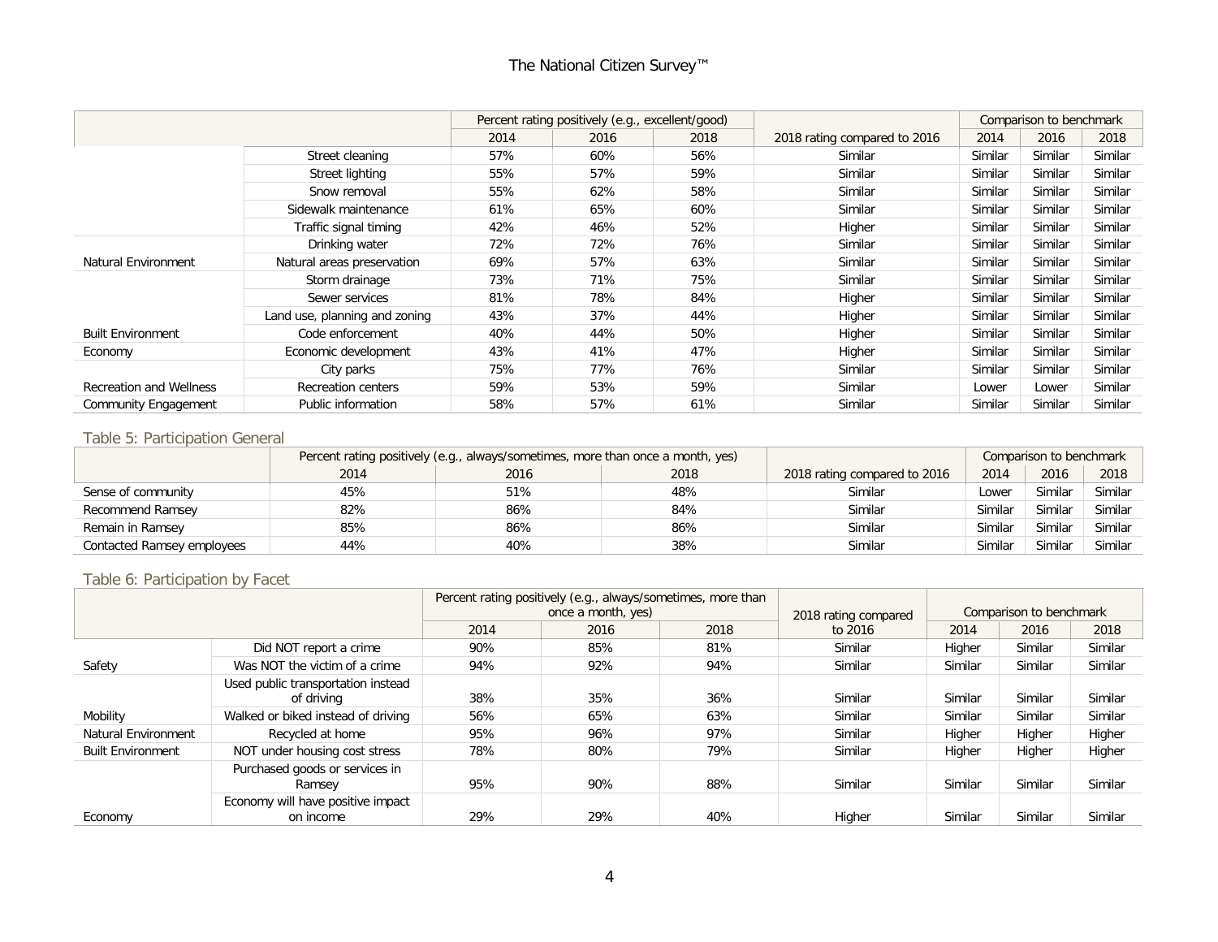| | | Percent rating positively (e.g., excellent/good) | | | 2018 rating compared to 2016 | Comparison to benchmark | | |
|---|---|---|---|---|---|---|---|---|
| | | 2014 | 2016 | 2018 | | 2014 | 2016 | 2018 |
| | Street cleaning | 57% | 60% | 56% | Similar | Similar | Similar | Similar |
| | Street lighting | 55% | 57% | 59% | Similar | Similar | Similar | Similar |
| | Snow removal | 55% | 62% | 58% | Similar | Similar | Similar | Similar |
| | Sidewalk maintenance | 61% | 65% | 60% | Similar | Similar | Similar | Similar |
| | Traffic signal timing | 42% | 46% | 52% | Higher | Similar | Similar | Similar |
| | Drinking water | 72% | 72% | 76% | Similar | Similar | Similar | Similar |
| Natural Environment | Natural areas preservation | 69% | 57% | 63% | Similar | Similar | Similar | Similar |
| | Storm drainage | 73% | 71% | 75% | Similar | Similar | Similar | Similar |
| | Sewer services | 81% | 78% | 84% | Higher | Similar | Similar | Similar |
| | Land use, planning and zoning | 43% | 37% | 44% | Higher | Similar | Similar | Similar |
| Built Environment | Code enforcement | 40% | 44% | 50% | Higher | Similar | Similar | Similar |
| Economy | Economic development | 43% | 41% | 47% | Higher | Similar | Similar | Similar |
| | City parks | 75% | 77% | 76% | Similar | Similar | Similar | Similar |
| Recreation and Wellness | Recreation centers | 59% | 53% | 59% | Similar | Lower | Lower | Similar |
| Community Engagement | Public information | 58% | 57% | 61% | Similar | Similar | Similar | Similar |

## Table 5: Participation General

| | Percent rating positively (e.g., always/sometimes, more than once a month, yes) | | | 2018 rating compared to 2016 | Comparison to benchmark | | |
|---|---|---|---|---|---|---|---|
| | 2014 | 2016 | 2018 | | 2014 | 2016 | 2018 |
| Sense of community | 45% | 51% | 48% | Similar | Lower | Similar | Similar |
| Recommend Ramsey | 82% | 86% | 84% | Similar | Similar | Similar | Similar |
| Remain in Ramsey | 85% | 86% | 86% | Similar | Similar | Similar | Similar |
| Contacted Ramsey employees | 44% | 40% | 38% | Similar | Similar | Similar | Similar |

## Table 6: Participation by Facet

| | | Percent rating positively (e.g., always/sometimes, more than once a month, yes) | | | 2018 rating compared to 2016 | Comparison to benchmark | | |
|---|---|---|---|---|---|---|---|---|
| | | 2014 | 2016 | 2018 | | 2014 | 2016 | 2018 |
| | Did NOT report a crime | 90% | 85% | 81% | Similar | Higher | Similar | Similar |
| Safety | Was NOT the victim of a crime | 94% | 92% | 94% | Similar | Similar | Similar | Similar |
| | Used public transportation instead of driving | 38% | 35% | 36% | Similar | Similar | Similar | Similar |
| Mobility | Walked or biked instead of driving | 56% | 65% | 63% | Similar | Similar | Similar | Similar |
| Natural Environment | Recycled at home | 95% | 96% | 97% | Similar | Higher | Higher | Higher |
| Built Environment | NOT under housing cost stress | 78% | 80% | 79% | Similar | Higher | Higher | Higher |
| | Purchased goods or services in Ramsey | 95% | 90% | 88% | Similar | Similar | Similar | Similar |
| Economy | Economy will have positive impact on income | 29% | 29% | 40% | Higher | Similar | Similar | Similar |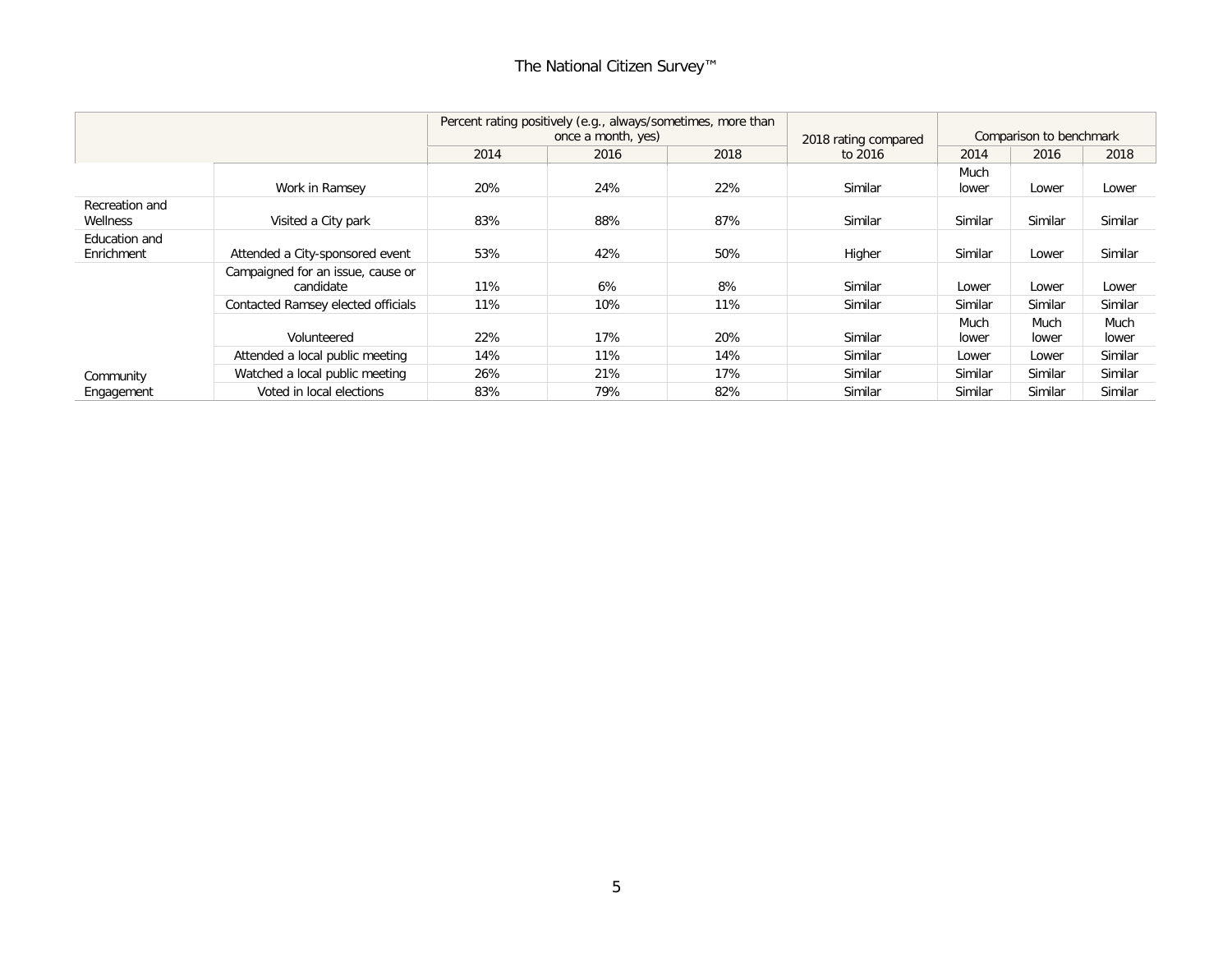| | | Percent rating positively (e.g., always/sometimes, more than once a month, yes) | | | 2018 rating compared to 2016 | Comparison to benchmark | | |
|---|---|---|---|---|---|---|---|---|
| | | 2014 | 2016 | 2018 | | 2014 | 2016 | 2018 |
| | Work in Ramsey | 20% | 24% | 22% | Similar | Much lower | Lower | Lower |
| Recreation and Wellness | Visited a City park | 83% | 88% | 87% | Similar | Similar | Similar | Similar |
| Education and Enrichment | Attended a City-sponsored event | 53% | 42% | 50% | Higher | Similar | Lower | Similar |
| Community Engagement | Campaigned for an issue, cause or candidate | 11% | 6% | 8% | Similar | Lower | Lower | Lower |
| | Contacted Ramsey elected officials | 11% | 10% | 11% | Similar | Similar | Similar | Similar |
| | Volunteered | 22% | 17% | 20% | Similar | Much lower | Much lower | Much lower |
| | Attended a local public meeting | 14% | 11% | 14% | Similar | Lower | Lower | Similar |
| | Watched a local public meeting | 26% | 21% | 17% | Similar | Similar | Similar | Similar |
| | Voted in local elections | 83% | 79% | 82% | Similar | Similar | Similar | Similar |